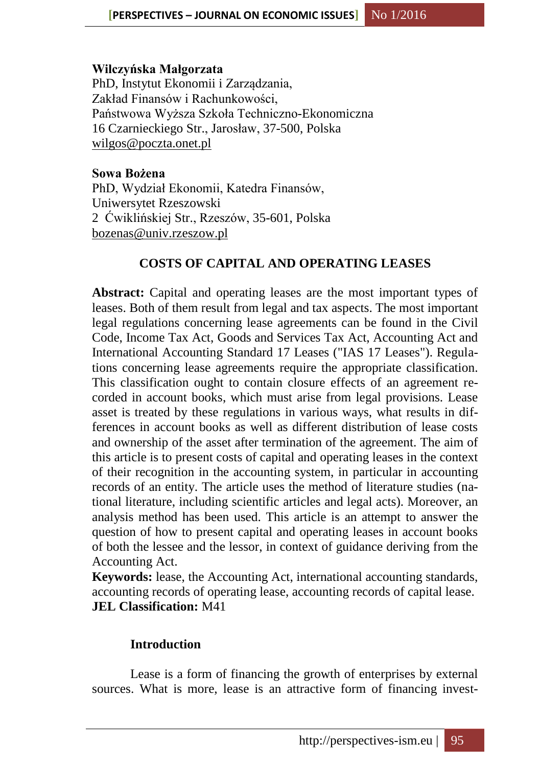**Wilczyńska Małgorzata**
PhD, Instytut Ekonomii i Zarządzania,
Zakład Finansów i Rachunkowości,
Państwowa Wyższa Szkoła Techniczno-Ekonomiczna
16 Czarnieckiego Str., Jarosław, 37-500, Polska
wilgos@poczta.onet.pl

**Sowa Bożena**
PhD, Wydział Ekonomii, Katedra Finansów,
Uniwersytet Rzeszowski
2 Ćwiklińskiej Str., Rzeszów, 35-601, Polska
bozenas@univ.rzeszow.pl

# COSTS OF CAPITAL AND OPERATING LEASES

**Abstract:** Capital and operating leases are the most important types of leases. Both of them result from legal and tax aspects. The most important legal regulations concerning lease agreements can be found in the Civil Code, Income Tax Act, Goods and Services Tax Act, Accounting Act and International Accounting Standard 17 Leases ("IAS 17 Leases"). Regulations concerning lease agreements require the appropriate classification. This classification ought to contain closure effects of an agreement recorded in account books, which must arise from legal provisions. Lease asset is treated by these regulations in various ways, what results in differences in account books as well as different distribution of lease costs and ownership of the asset after termination of the agreement. The aim of this article is to present costs of capital and operating leases in the context of their recognition in the accounting system, in particular in accounting records of an entity. The article uses the method of literature studies (national literature, including scientific articles and legal acts). Moreover, an analysis method has been used. This article is an attempt to answer the question of how to present capital and operating leases in account books of both the lessee and the lessor, in context of guidance deriving from the Accounting Act.
**Keywords:** lease, the Accounting Act, international accounting standards, accounting records of operating lease, accounting records of capital lease.
**JEL Classification:** M41

## Introduction

Lease is a form of financing the growth of enterprises by external sources. What is more, lease is an attractive form of financing invest-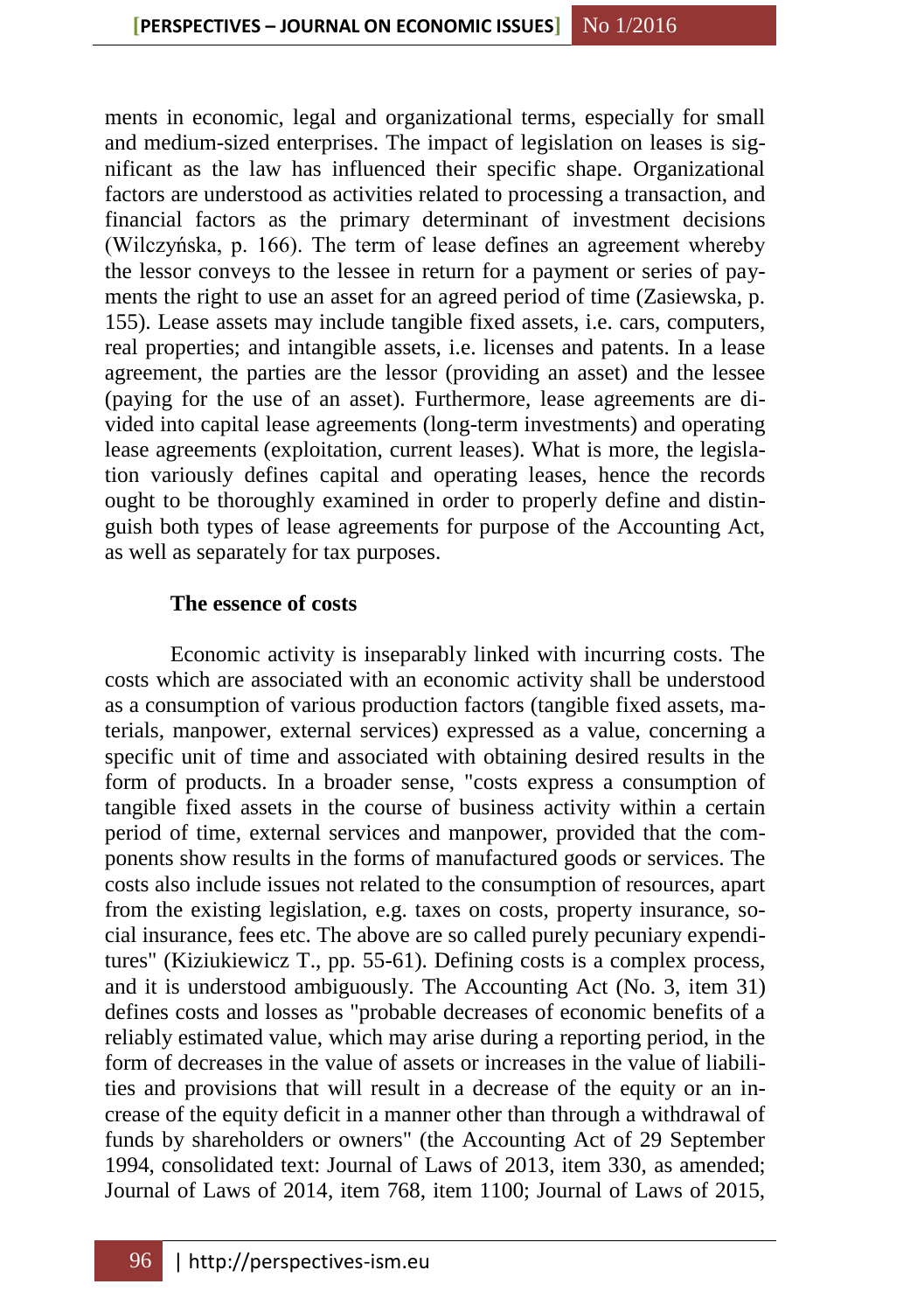ments in economic, legal and organizational terms, especially for small and medium-sized enterprises. The impact of legislation on leases is significant as the law has influenced their specific shape. Organizational factors are understood as activities related to processing a transaction, and financial factors as the primary determinant of investment decisions (Wilczyńska, p. 166). The term of lease defines an agreement whereby the lessor conveys to the lessee in return for a payment or series of payments the right to use an asset for an agreed period of time (Zasiewska, p. 155). Lease assets may include tangible fixed assets, i.e. cars, computers, real properties; and intangible assets, i.e. licenses and patents. In a lease agreement, the parties are the lessor (providing an asset) and the lessee (paying for the use of an asset). Furthermore, lease agreements are divided into capital lease agreements (long-term investments) and operating lease agreements (exploitation, current leases). What is more, the legislation variously defines capital and operating leases, hence the records ought to be thoroughly examined in order to properly define and distinguish both types of lease agreements for purpose of the Accounting Act, as well as separately for tax purposes.

**The essence of costs**

Economic activity is inseparably linked with incurring costs. The costs which are associated with an economic activity shall be understood as a consumption of various production factors (tangible fixed assets, materials, manpower, external services) expressed as a value, concerning a specific unit of time and associated with obtaining desired results in the form of products. In a broader sense, "costs express a consumption of tangible fixed assets in the course of business activity within a certain period of time, external services and manpower, provided that the components show results in the forms of manufactured goods or services. The costs also include issues not related to the consumption of resources, apart from the existing legislation, e.g. taxes on costs, property insurance, social insurance, fees etc. The above are so called purely pecuniary expenditures" (Kiziukiewicz T., pp. 55-61). Defining costs is a complex process, and it is understood ambiguously. The Accounting Act (No. 3, item 31) defines costs and losses as "probable decreases of economic benefits of a reliably estimated value, which may arise during a reporting period, in the form of decreases in the value of assets or increases in the value of liabilities and provisions that will result in a decrease of the equity or an increase of the equity deficit in a manner other than through a withdrawal of funds by shareholders or owners" (the Accounting Act of 29 September 1994, consolidated text: Journal of Laws of 2013, item 330, as amended; Journal of Laws of 2014, item 768, item 1100; Journal of Laws of 2015,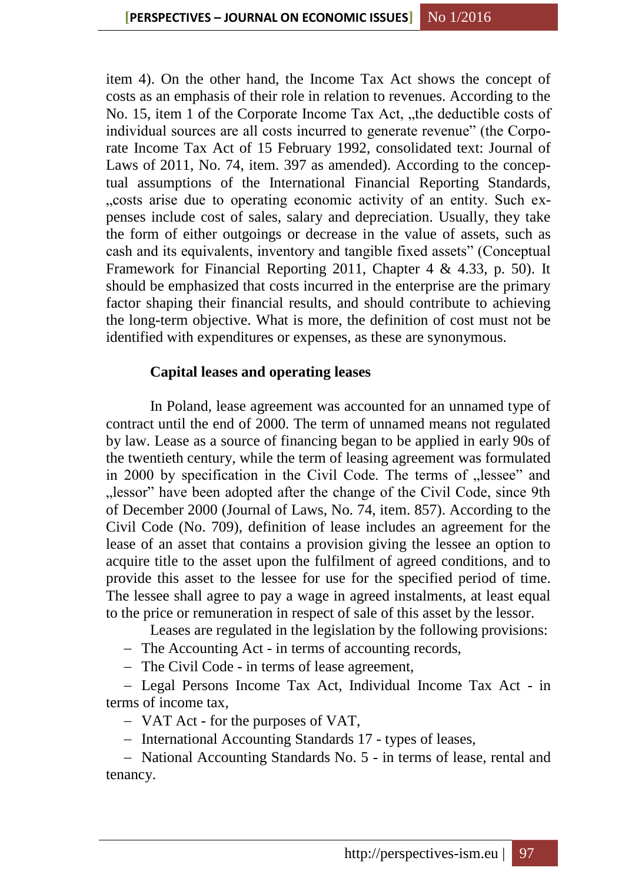item 4). On the other hand, the Income Tax Act shows the concept of costs as an emphasis of their role in relation to revenues. According to the No. 15, item 1 of the Corporate Income Tax Act, „the deductible costs of individual sources are all costs incurred to generate revenue" (the Corporate Income Tax Act of 15 February 1992, consolidated text: Journal of Laws of 2011, No. 74, item. 397 as amended). According to the conceptual assumptions of the International Financial Reporting Standards, „costs arise due to operating economic activity of an entity. Such expenses include cost of sales, salary and depreciation. Usually, they take the form of either outgoings or decrease in the value of assets, such as cash and its equivalents, inventory and tangible fixed assets" (Conceptual Framework for Financial Reporting 2011, Chapter 4 & 4.33, p. 50). It should be emphasized that costs incurred in the enterprise are the primary factor shaping their financial results, and should contribute to achieving the long-term objective. What is more, the definition of cost must not be identified with expenditures or expenses, as these are synonymous.

## Capital leases and operating leases

In Poland, lease agreement was accounted for an unnamed type of contract until the end of 2000. The term of unnamed means not regulated by law. Lease as a source of financing began to be applied in early 90s of the twentieth century, while the term of leasing agreement was formulated in 2000 by specification in the Civil Code. The terms of „lessee" and „lessor" have been adopted after the change of the Civil Code, since 9th of December 2000 (Journal of Laws, No. 74, item. 857). According to the Civil Code (No. 709), definition of lease includes an agreement for the lease of an asset that contains a provision giving the lessee an option to acquire title to the asset upon the fulfilment of agreed conditions, and to provide this asset to the lessee for use for the specified period of time. The lessee shall agree to pay a wage in agreed instalments, at least equal to the price or remuneration in respect of sale of this asset by the lessor.

Leases are regulated in the legislation by the following provisions:

- The Accounting Act - in terms of accounting records,
- The Civil Code - in terms of lease agreement,
- Legal Persons Income Tax Act, Individual Income Tax Act - in terms of income tax,
- VAT Act - for the purposes of VAT,
- International Accounting Standards 17 - types of leases,
- National Accounting Standards No. 5 - in terms of lease, rental and tenancy.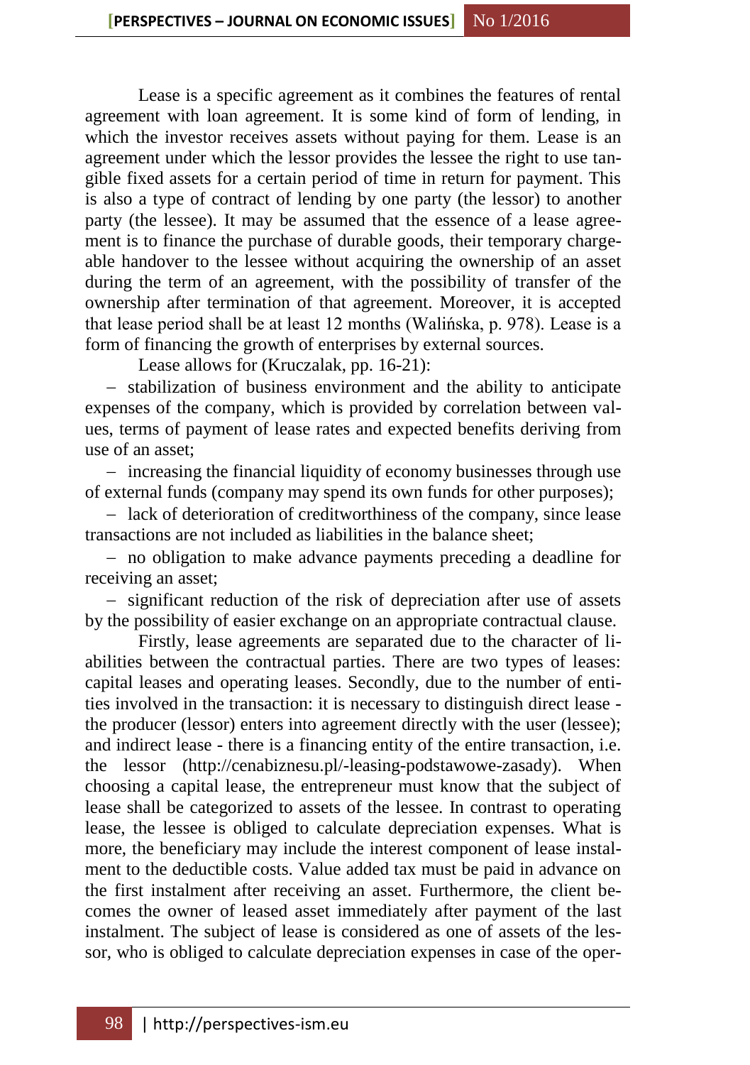Lease is a specific agreement as it combines the features of rental agreement with loan agreement. It is some kind of form of lending, in which the investor receives assets without paying for them. Lease is an agreement under which the lessor provides the lessee the right to use tangible fixed assets for a certain period of time in return for payment. This is also a type of contract of lending by one party (the lessor) to another party (the lessee). It may be assumed that the essence of a lease agreement is to finance the purchase of durable goods, their temporary chargeable handover to the lessee without acquiring the ownership of an asset during the term of an agreement, with the possibility of transfer of the ownership after termination of that agreement. Moreover, it is accepted that lease period shall be at least 12 months (Walińska, p. 978). Lease is a form of financing the growth of enterprises by external sources.

Lease allows for (Kruczalak, pp. 16-21):

- stabilization of business environment and the ability to anticipate expenses of the company, which is provided by correlation between values, terms of payment of lease rates and expected benefits deriving from use of an asset;
- increasing the financial liquidity of economy businesses through use of external funds (company may spend its own funds for other purposes);
- lack of deterioration of creditworthiness of the company, since lease transactions are not included as liabilities in the balance sheet;
- no obligation to make advance payments preceding a deadline for receiving an asset;
- significant reduction of the risk of depreciation after use of assets by the possibility of easier exchange on an appropriate contractual clause.

Firstly, lease agreements are separated due to the character of liabilities between the contractual parties. There are two types of leases: capital leases and operating leases. Secondly, due to the number of entities involved in the transaction: it is necessary to distinguish direct lease - the producer (lessor) enters into agreement directly with the user (lessee); and indirect lease - there is a financing entity of the entire transaction, i.e. the lessor (http://cenabiznesu.pl/-leasing-podstawowe-zasady). When choosing a capital lease, the entrepreneur must know that the subject of lease shall be categorized to assets of the lessee. In contrast to operating lease, the lessee is obliged to calculate depreciation expenses. What is more, the beneficiary may include the interest component of lease instalment to the deductible costs. Value added tax must be paid in advance on the first instalment after receiving an asset. Furthermore, the client becomes the owner of leased asset immediately after payment of the last instalment. The subject of lease is considered as one of assets of the lessor, who is obliged to calculate depreciation expenses in case of the oper-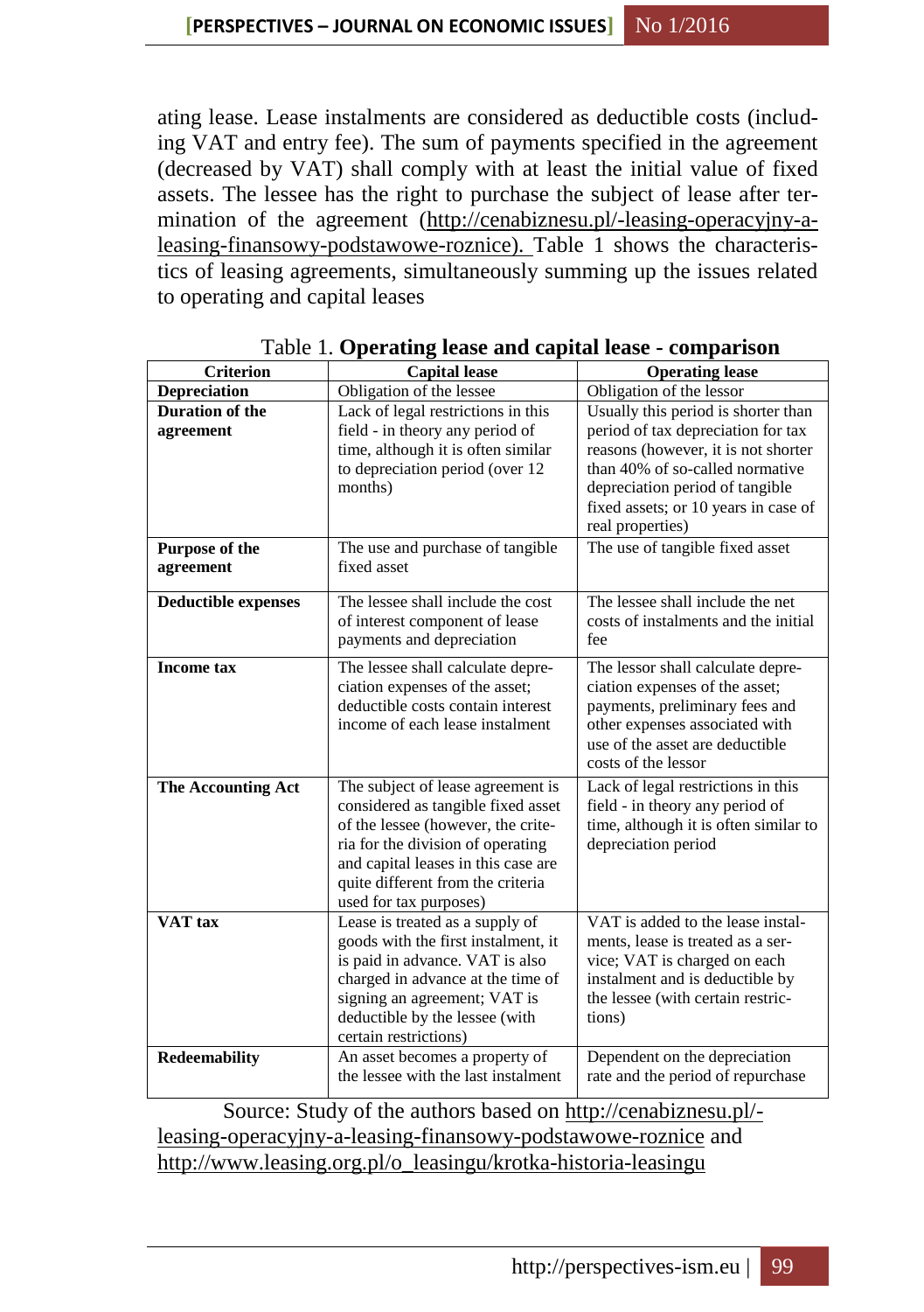ating lease. Lease instalments are considered as deductible costs (including VAT and entry fee). The sum of payments specified in the agreement (decreased by VAT) shall comply with at least the initial value of fixed assets. The lessee has the right to purchase the subject of lease after termination of the agreement (http://cenabiznesu.pl/-leasing-operacyjny-a-leasing-finansowy-podstawowe-roznice). Table 1 shows the characteristics of leasing agreements, simultaneously summing up the issues related to operating and capital leases

Table 1. **Operating lease and capital lease - comparison**

| Criterion | Capital lease | Operating lease |
|---|---|---|
| **Depreciation** | Obligation of the lessee | Obligation of the lessor |
| **Duration of the agreement** | Lack of legal restrictions in this field - in theory any period of time, although it is often similar to depreciation period (over 12 months) | Usually this period is shorter than period of tax depreciation for tax reasons (however, it is not shorter than 40% of so-called normative depreciation period of tangible fixed assets; or 10 years in case of real properties) |
| **Purpose of the agreement** | The use and purchase of tangible fixed asset | The use of tangible fixed asset |
| **Deductible expenses** | The lessee shall include the cost of interest component of lease payments and depreciation | The lessee shall include the net costs of instalments and the initial fee |
| **Income tax** | The lessee shall calculate depreciation expenses of the asset; deductible costs contain interest income of each lease instalment | The lessor shall calculate depreciation expenses of the asset; payments, preliminary fees and other expenses associated with use of the asset are deductible costs of the lessor |
| **The Accounting Act** | The subject of lease agreement is considered as tangible fixed asset of the lessee (however, the criteria for the division of operating and capital leases in this case are quite different from the criteria used for tax purposes) | Lack of legal restrictions in this field - in theory any period of time, although it is often similar to depreciation period |
| **VAT tax** | Lease is treated as a supply of goods with the first instalment, it is paid in advance. VAT is also charged in advance at the time of signing an agreement; VAT is deductible by the lessee (with certain restrictions) | VAT is added to the lease instalments, lease is treated as a service; VAT is charged on each instalment and is deductible by the lessee (with certain restrictions) |
| **Redeemability** | An asset becomes a property of the lessee with the last instalment | Dependent on the depreciation rate and the period of repurchase |

Source: Study of the authors based on http://cenabiznesu.pl/-leasing-operacyjny-a-leasing-finansowy-podstawowe-roznice and http://www.leasing.org.pl/o_leasingu/krotka-historia-leasingu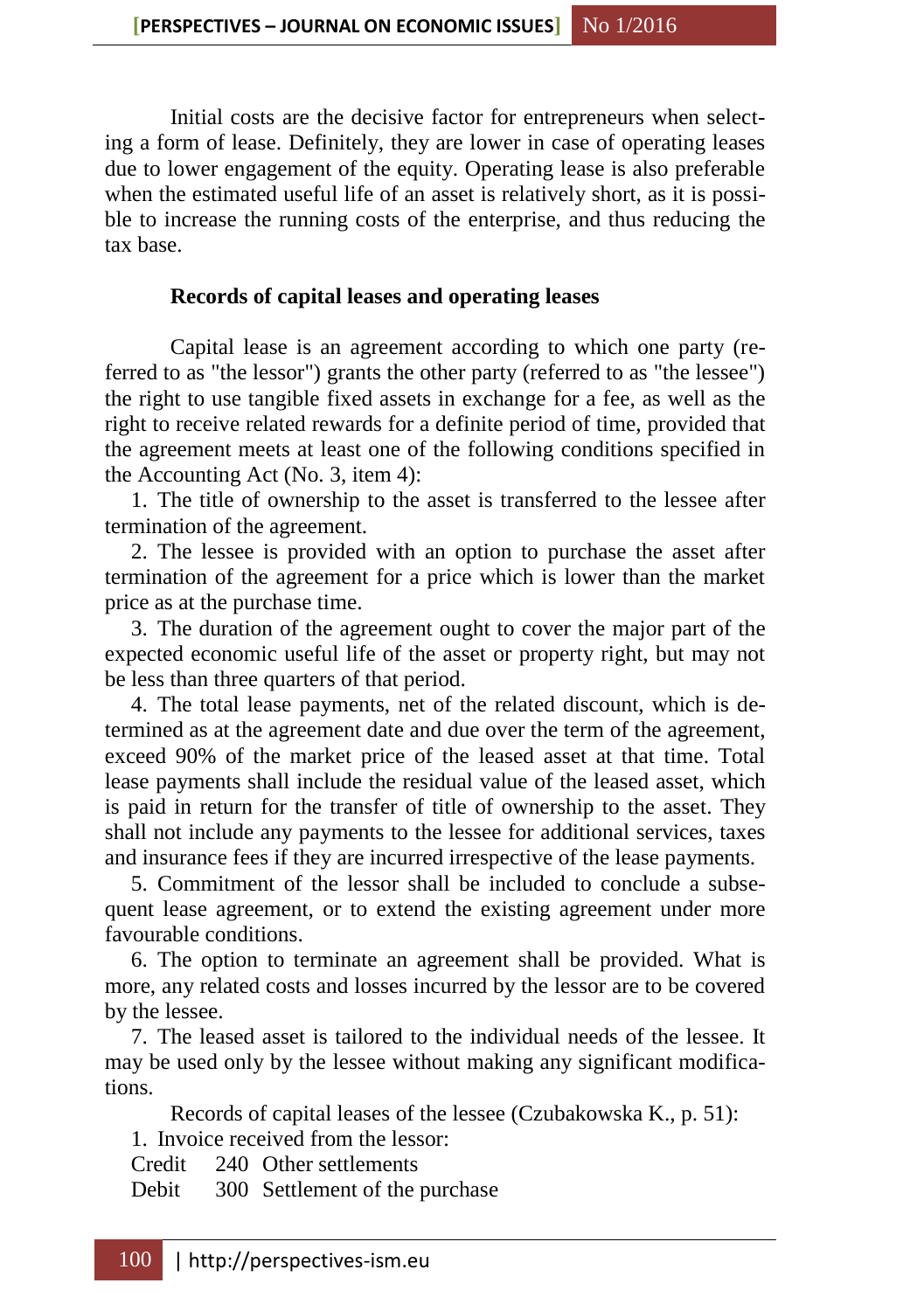Initial costs are the decisive factor for entrepreneurs when selecting a form of lease. Definitely, they are lower in case of operating leases due to lower engagement of the equity. Operating lease is also preferable when the estimated useful life of an asset is relatively short, as it is possible to increase the running costs of the enterprise, and thus reducing the tax base.

### Records of capital leases and operating leases

Capital lease is an agreement according to which one party (referred to as "the lessor") grants the other party (referred to as "the lessee") the right to use tangible fixed assets in exchange for a fee, as well as the right to receive related rewards for a definite period of time, provided that the agreement meets at least one of the following conditions specified in the Accounting Act (No. 3, item 4):

1. The title of ownership to the asset is transferred to the lessee after termination of the agreement.
2. The lessee is provided with an option to purchase the asset after termination of the agreement for a price which is lower than the market price as at the purchase time.
3. The duration of the agreement ought to cover the major part of the expected economic useful life of the asset or property right, but may not be less than three quarters of that period.
4. The total lease payments, net of the related discount, which is determined as at the agreement date and due over the term of the agreement, exceed 90% of the market price of the leased asset at that time. Total lease payments shall include the residual value of the leased asset, which is paid in return for the transfer of title of ownership to the asset. They shall not include any payments to the lessee for additional services, taxes and insurance fees if they are incurred irrespective of the lease payments.
5. Commitment of the lessor shall be included to conclude a subsequent lease agreement, or to extend the existing agreement under more favourable conditions.
6. The option to terminate an agreement shall be provided. What is more, any related costs and losses incurred by the lessor are to be covered by the lessee.
7. The leased asset is tailored to the individual needs of the lessee. It may be used only by the lessee without making any significant modifications.

Records of capital leases of the lessee (Czubakowska K., p. 51):

1. Invoice received from the lessor:

Credit 240 Other settlements

Debit 300 Settlement of the purchase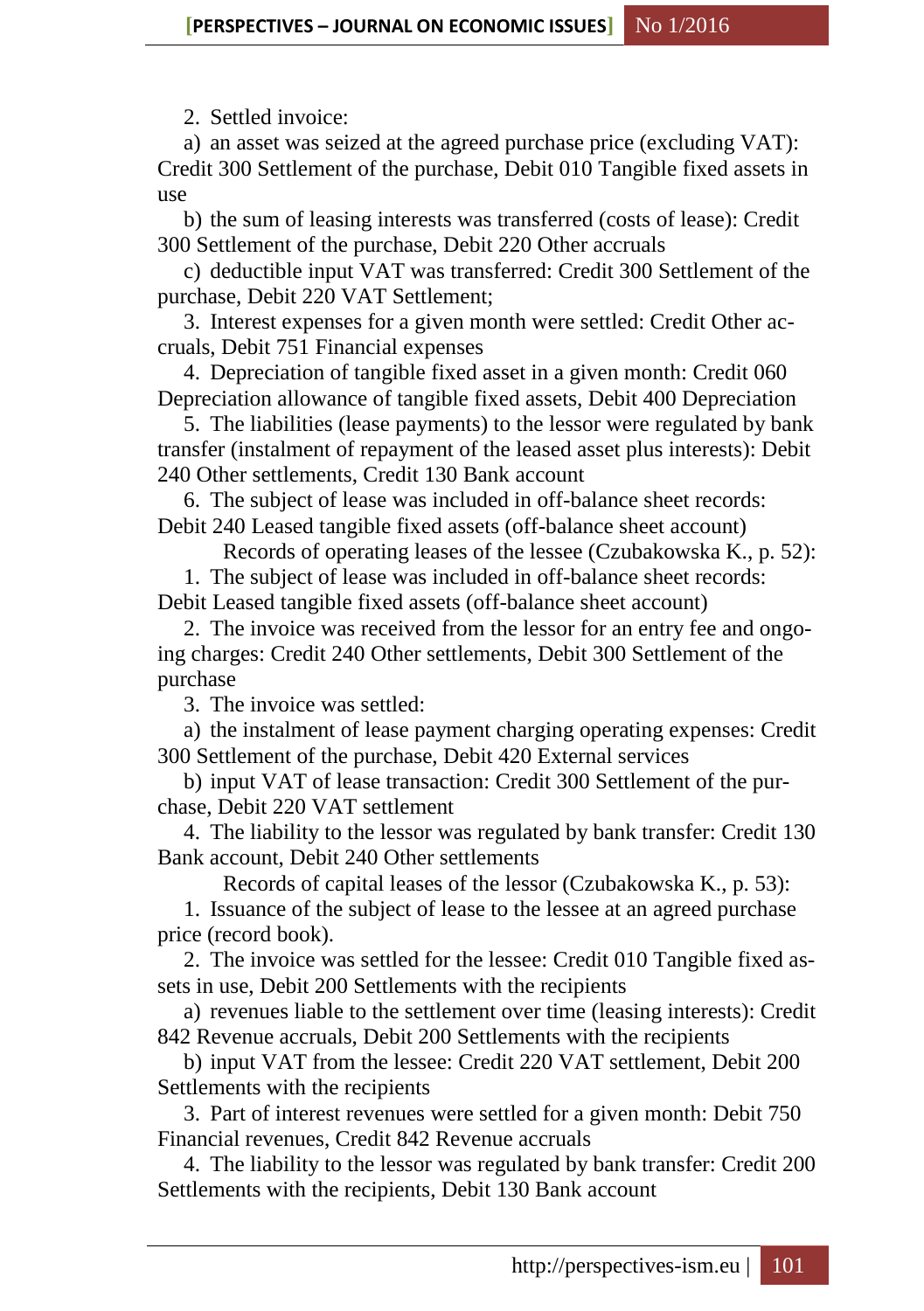2. Settled invoice:

a) an asset was seized at the agreed purchase price (excluding VAT): Credit 300 Settlement of the purchase, Debit 010 Tangible fixed assets in use

b) the sum of leasing interests was transferred (costs of lease): Credit 300 Settlement of the purchase, Debit 220 Other accruals

c) deductible input VAT was transferred: Credit 300 Settlement of the purchase, Debit 220 VAT Settlement;

3. Interest expenses for a given month were settled: Credit Other accruals, Debit 751 Financial expenses

4. Depreciation of tangible fixed asset in a given month: Credit 060 Depreciation allowance of tangible fixed assets, Debit 400 Depreciation

5. The liabilities (lease payments) to the lessor were regulated by bank transfer (instalment of repayment of the leased asset plus interests): Debit 240 Other settlements, Credit 130 Bank account

6. The subject of lease was included in off-balance sheet records: Debit 240 Leased tangible fixed assets (off-balance sheet account)

Records of operating leases of the lessee (Czubakowska K., p. 52):

1. The subject of lease was included in off-balance sheet records: Debit Leased tangible fixed assets (off-balance sheet account)

2. The invoice was received from the lessor for an entry fee and ongoing charges: Credit 240 Other settlements, Debit 300 Settlement of the purchase

3. The invoice was settled:

a) the instalment of lease payment charging operating expenses: Credit 300 Settlement of the purchase, Debit 420 External services

b) input VAT of lease transaction: Credit 300 Settlement of the purchase, Debit 220 VAT settlement

4. The liability to the lessor was regulated by bank transfer: Credit 130 Bank account, Debit 240 Other settlements

Records of capital leases of the lessor (Czubakowska K., p. 53):

1. Issuance of the subject of lease to the lessee at an agreed purchase price (record book).

2. The invoice was settled for the lessee: Credit 010 Tangible fixed assets in use, Debit 200 Settlements with the recipients

a) revenues liable to the settlement over time (leasing interests): Credit 842 Revenue accruals, Debit 200 Settlements with the recipients

b) input VAT from the lessee: Credit 220 VAT settlement, Debit 200 Settlements with the recipients

3. Part of interest revenues were settled for a given month: Debit 750 Financial revenues, Credit 842 Revenue accruals

4. The liability to the lessor was regulated by bank transfer: Credit 200 Settlements with the recipients, Debit 130 Bank account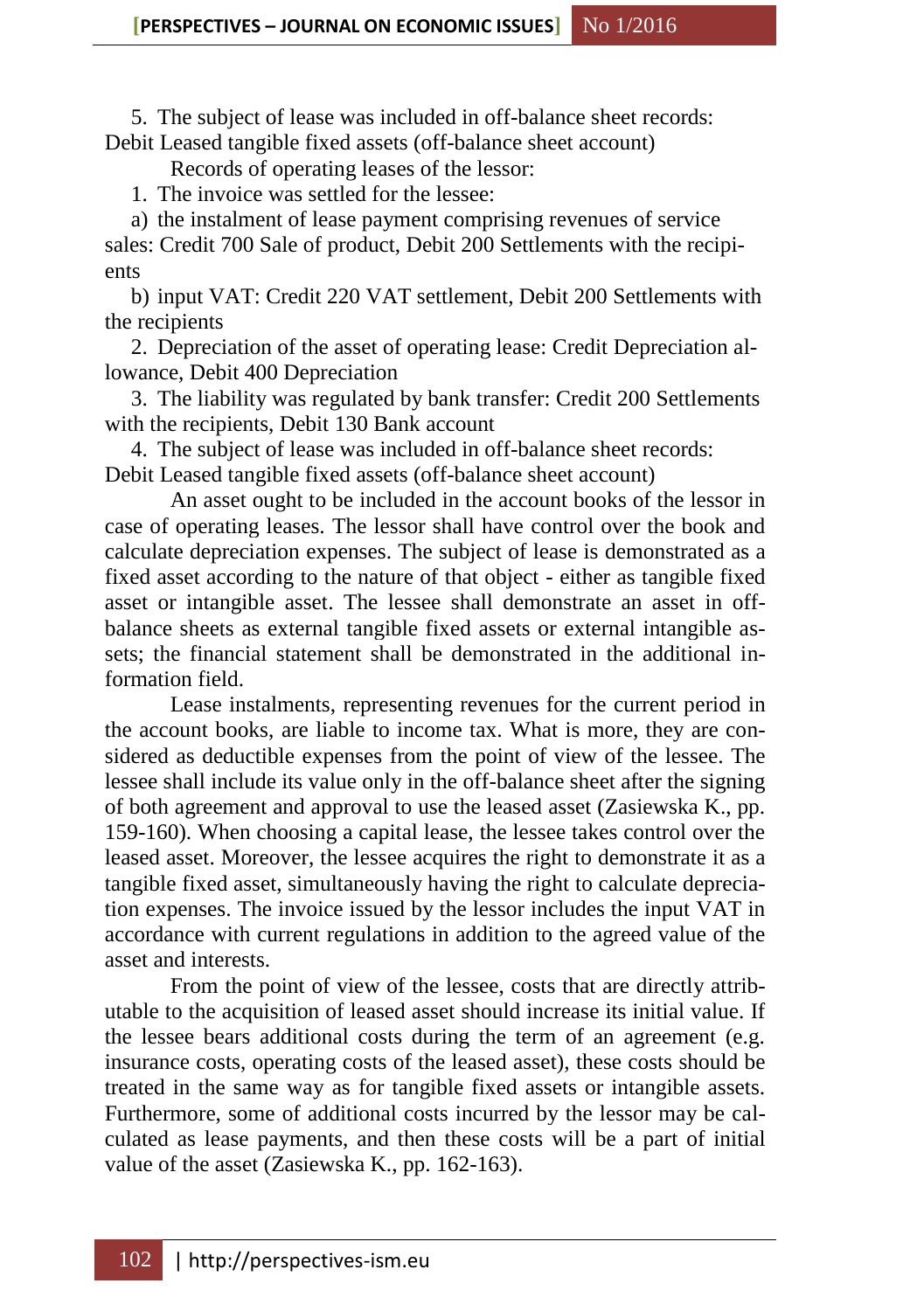5. The subject of lease was included in off-balance sheet records: Debit Leased tangible fixed assets (off-balance sheet account)

Records of operating leases of the lessor:

1. The invoice was settled for the lessee:

a) the instalment of lease payment comprising revenues of service sales: Credit 700 Sale of product, Debit 200 Settlements with the recipients

b) input VAT: Credit 220 VAT settlement, Debit 200 Settlements with the recipients

2. Depreciation of the asset of operating lease: Credit Depreciation allowance, Debit 400 Depreciation

3. The liability was regulated by bank transfer: Credit 200 Settlements with the recipients, Debit 130 Bank account

4. The subject of lease was included in off-balance sheet records: Debit Leased tangible fixed assets (off-balance sheet account)

An asset ought to be included in the account books of the lessor in case of operating leases. The lessor shall have control over the book and calculate depreciation expenses. The subject of lease is demonstrated as a fixed asset according to the nature of that object - either as tangible fixed asset or intangible asset. The lessee shall demonstrate an asset in off-balance sheets as external tangible fixed assets or external intangible assets; the financial statement shall be demonstrated in the additional information field.

Lease instalments, representing revenues for the current period in the account books, are liable to income tax. What is more, they are considered as deductible expenses from the point of view of the lessee. The lessee shall include its value only in the off-balance sheet after the signing of both agreement and approval to use the leased asset (Zasiewska K., pp. 159-160). When choosing a capital lease, the lessee takes control over the leased asset. Moreover, the lessee acquires the right to demonstrate it as a tangible fixed asset, simultaneously having the right to calculate depreciation expenses. The invoice issued by the lessor includes the input VAT in accordance with current regulations in addition to the agreed value of the asset and interests.

From the point of view of the lessee, costs that are directly attributable to the acquisition of leased asset should increase its initial value. If the lessee bears additional costs during the term of an agreement (e.g. insurance costs, operating costs of the leased asset), these costs should be treated in the same way as for tangible fixed assets or intangible assets. Furthermore, some of additional costs incurred by the lessor may be calculated as lease payments, and then these costs will be a part of initial value of the asset (Zasiewska K., pp. 162-163).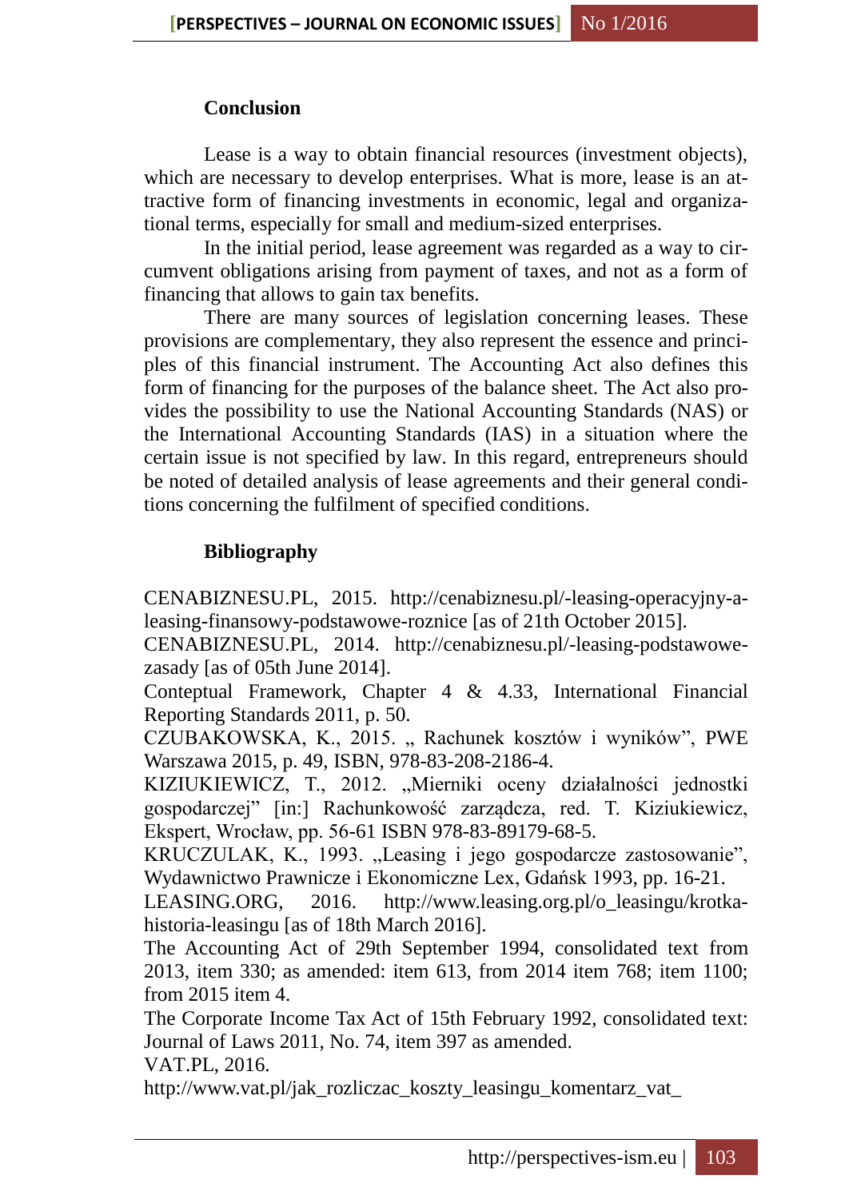## Conclusion

Lease is a way to obtain financial resources (investment objects), which are necessary to develop enterprises. What is more, lease is an attractive form of financing investments in economic, legal and organizational terms, especially for small and medium-sized enterprises.

In the initial period, lease agreement was regarded as a way to circumvent obligations arising from payment of taxes, and not as a form of financing that allows to gain tax benefits.

There are many sources of legislation concerning leases. These provisions are complementary, they also represent the essence and principles of this financial instrument. The Accounting Act also defines this form of financing for the purposes of the balance sheet. The Act also provides the possibility to use the National Accounting Standards (NAS) or the International Accounting Standards (IAS) in a situation where the certain issue is not specified by law. In this regard, entrepreneurs should be noted of detailed analysis of lease agreements and their general conditions concerning the fulfilment of specified conditions.

## Bibliography

CENABIZNESU.PL, 2015. http://cenabiznesu.pl/-leasing-operacyjny-a-leasing-finansowy-podstawowe-roznice [as of 21th October 2015].

CENABIZNESU.PL, 2014. http://cenabiznesu.pl/-leasing-podstawowe-zasady [as of 05th June 2014].

Conteptual Framework, Chapter 4 & 4.33, International Financial Reporting Standards 2011, p. 50.

CZUBAKOWSKA, K., 2015. „ Rachunek kosztów i wyników", PWE Warszawa 2015, p. 49, ISBN, 978-83-208-2186-4.

KIZIUKIEWICZ, T., 2012. „Mierniki oceny działalności jednostki gospodarczej" [in:] Rachunkowość zarządcza, red. T. Kiziukiewicz, Ekspert, Wrocław, pp. 56-61 ISBN 978-83-89179-68-5.

KRUCZULAK, K., 1993. „Leasing i jego gospodarcze zastosowanie", Wydawnictwo Prawnicze i Ekonomiczne Lex, Gdańsk 1993, pp. 16-21.

LEASING.ORG, 2016. http://www.leasing.org.pl/o_leasingu/krotka-historia-leasingu [as of 18th March 2016].

The Accounting Act of 29th September 1994, consolidated text from 2013, item 330; as amended: item 613, from 2014 item 768; item 1100; from 2015 item 4.

The Corporate Income Tax Act of 15th February 1992, consolidated text: Journal of Laws 2011, No. 74, item 397 as amended.

VAT.PL, 2016.
http://www.vat.pl/jak_rozliczac_koszty_leasingu_komentarz_vat_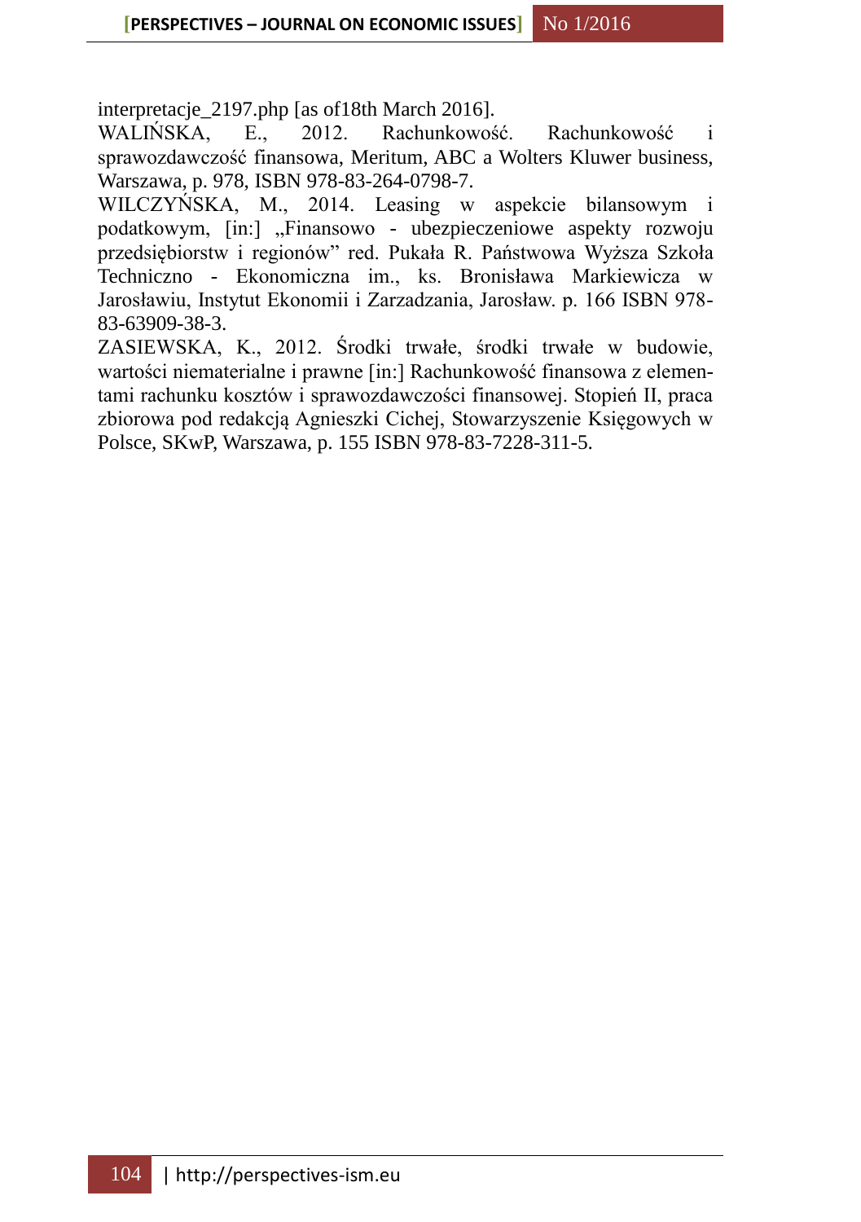interpretacje_2197.php [as of18th March 2016].

WALIŃSKA, E., 2012. Rachunkowość. Rachunkowość i sprawozdawczość finansowa, Meritum, ABC a Wolters Kluwer business, Warszawa, p. 978, ISBN 978-83-264-0798-7.

WILCZYŃSKA, M., 2014. Leasing w aspekcie bilansowym i podatkowym, [in:] „Finansowo - ubezpieczeniowe aspekty rozwoju przedsiębiorstw i regionów" red. Pukała R. Państwowa Wyższa Szkoła Techniczno - Ekonomiczna im., ks. Bronisława Markiewicza w Jarosławiu, Instytut Ekonomii i Zarzadzania, Jarosław. p. 166 ISBN 978-83-63909-38-3.

ZASIEWSKA, K., 2012. Środki trwałe, środki trwałe w budowie, wartości niematerialne i prawne [in:] Rachunkowość finansowa z elementami rachunku kosztów i sprawozdawczości finansowej. Stopień II, praca zbiorowa pod redakcją Agnieszki Cichej, Stowarzyszenie Księgowych w Polsce, SKwP, Warszawa, p. 155 ISBN 978-83-7228-311-5.